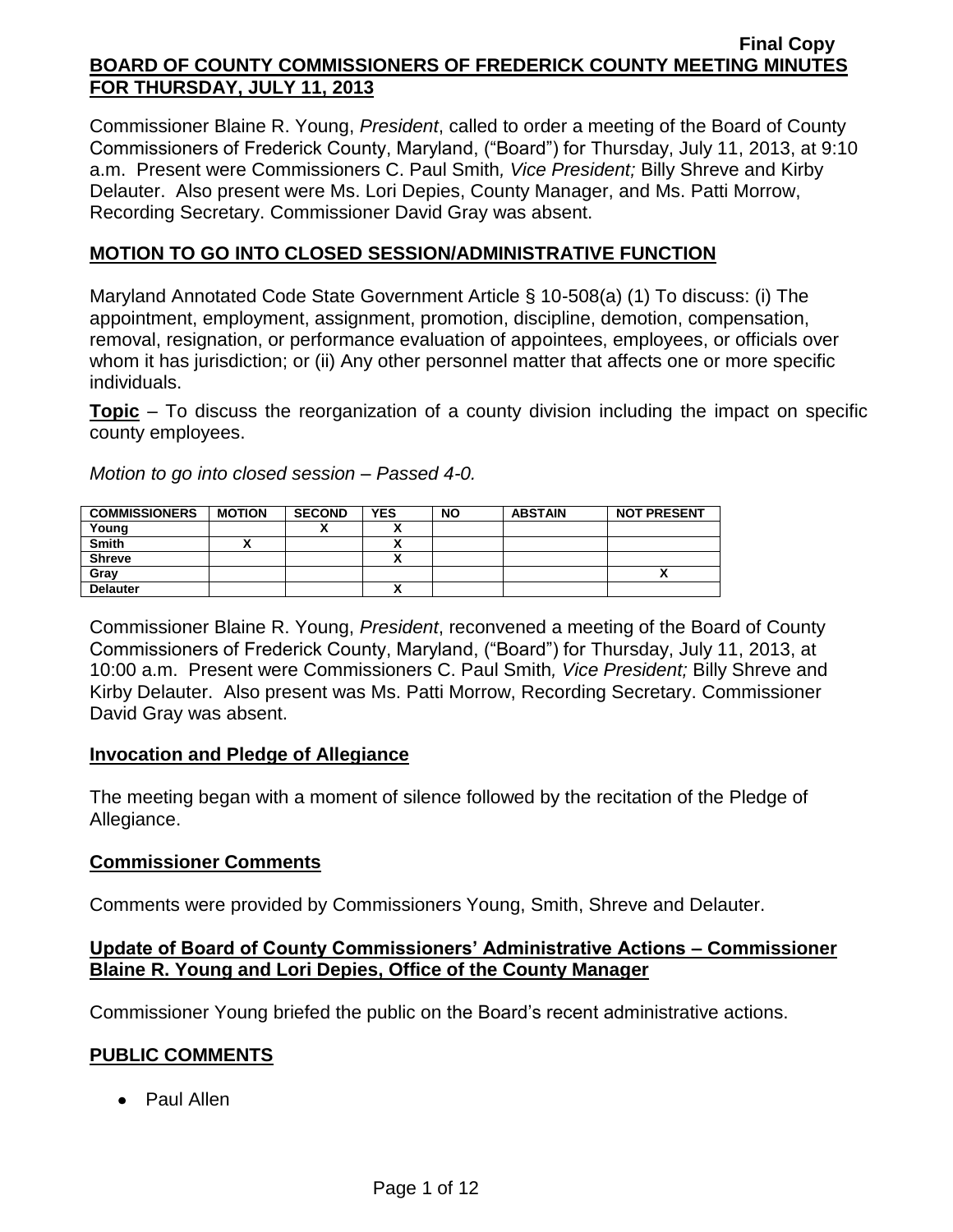Final Copy

# BOARD OF COUNTY COMMISSIONERS OF FREDERICK COUNTY MEETING MINUTES FOR THURSDAY, JULY 11, 2013

Commissioner Blaine R. Young, *President*, called to order a meeting of the Board of County Commissioners of Frederick County, Maryland, ("Board") for Thursday, July 11, 2013, at 9:10 a.m. Present were Commissioners C. Paul Smith*, Vice President;* Billy Shreve and Kirby Delauter. Also present were Ms. Lori Depies, County Manager, and Ms. Patti Morrow, Recording Secretary. Commissioner David Gray was absent.

## MOTION TO GO INTO CLOSED SESSION/ADMINISTRATIVE FUNCTION

Maryland Annotated Code State Government Article § 10-508(a) (1) To discuss: (i) The appointment, employment, assignment, promotion, discipline, demotion, compensation, removal, resignation, or performance evaluation of appointees, employees, or officials over whom it has jurisdiction; or (ii) Any other personnel matter that affects one or more specific individuals.

**Topic** – To discuss the reorganization of a county division including the impact on specific county employees.

*Motion to go into closed session – Passed 4-0.*

| COMMISSIONERS | MOTION | SECOND | YES | NO | ABSTAIN | NOT PRESENT |
|---|---|---|---|---|---|---|
| Young | | X | X | | | |
| Smith | X | | X | | | |
| Shreve | | | X | | | |
| Gray | | | | | | X |
| Delauter | | | X | | | |

Commissioner Blaine R. Young, *President*, reconvened a meeting of the Board of County Commissioners of Frederick County, Maryland, ("Board") for Thursday, July 11, 2013, at 10:00 a.m. Present were Commissioners C. Paul Smith*, Vice President;* Billy Shreve and Kirby Delauter. Also present was Ms. Patti Morrow, Recording Secretary. Commissioner David Gray was absent.

## Invocation and Pledge of Allegiance

The meeting began with a moment of silence followed by the recitation of the Pledge of Allegiance.

## Commissioner Comments

Comments were provided by Commissioners Young, Smith, Shreve and Delauter.

## Update of Board of County Commissioners' Administrative Actions – Commissioner Blaine R. Young and Lori Depies, Office of the County Manager

Commissioner Young briefed the public on the Board's recent administrative actions.

## PUBLIC COMMENTS

- Paul Allen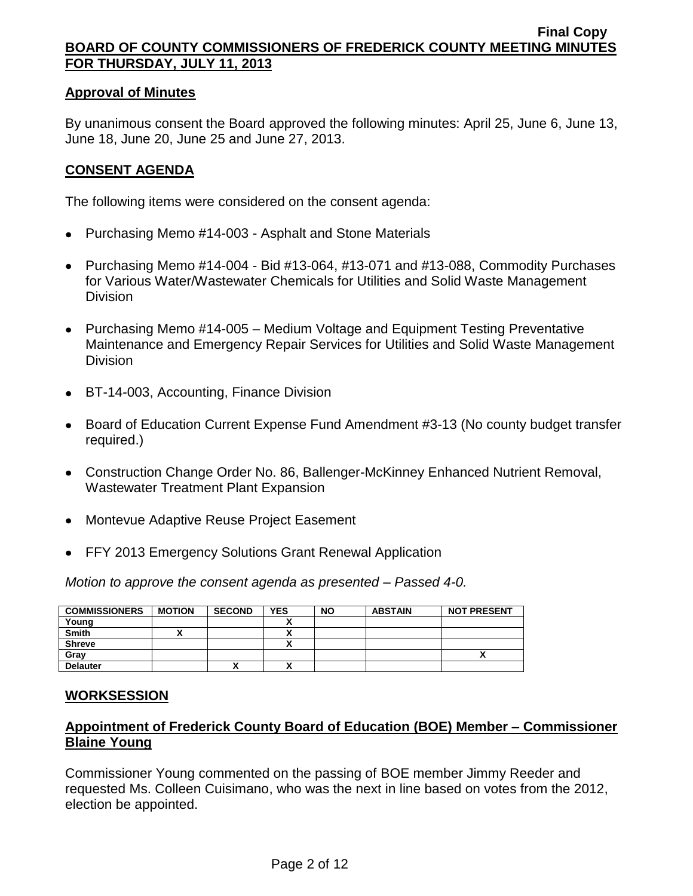## Approval of Minutes

By unanimous consent the Board approved the following minutes: April 25, June 6, June 13, June 18, June 20, June 25 and June 27, 2013.

## CONSENT AGENDA

The following items were considered on the consent agenda:

- Purchasing Memo #14-003 - Asphalt and Stone Materials
- Purchasing Memo #14-004 - Bid #13-064, #13-071 and #13-088, Commodity Purchases for Various Water/Wastewater Chemicals for Utilities and Solid Waste Management Division
- Purchasing Memo #14-005 – Medium Voltage and Equipment Testing Preventative Maintenance and Emergency Repair Services for Utilities and Solid Waste Management Division
- BT-14-003, Accounting, Finance Division
- Board of Education Current Expense Fund Amendment #3-13 (No county budget transfer required.)
- Construction Change Order No. 86, Ballenger-McKinney Enhanced Nutrient Removal, Wastewater Treatment Plant Expansion
- Montevue Adaptive Reuse Project Easement
- FFY 2013 Emergency Solutions Grant Renewal Application

*Motion to approve the consent agenda as presented – Passed 4-0.*

| COMMISSIONERS | MOTION | SECOND | YES | NO | ABSTAIN | NOT PRESENT |
|---|---|---|---|---|---|---|
| Young | | | X | | | |
| Smith | X | | X | | | |
| Shreve | | | X | | | |
| Gray | | | | | | X |
| Delauter | | X | X | | | |

## WORKSESSION

## Appointment of Frederick County Board of Education (BOE) Member – Commissioner Blaine Young

Commissioner Young commented on the passing of BOE member Jimmy Reeder and requested Ms. Colleen Cuisimano, who was the next in line based on votes from the 2012, election be appointed.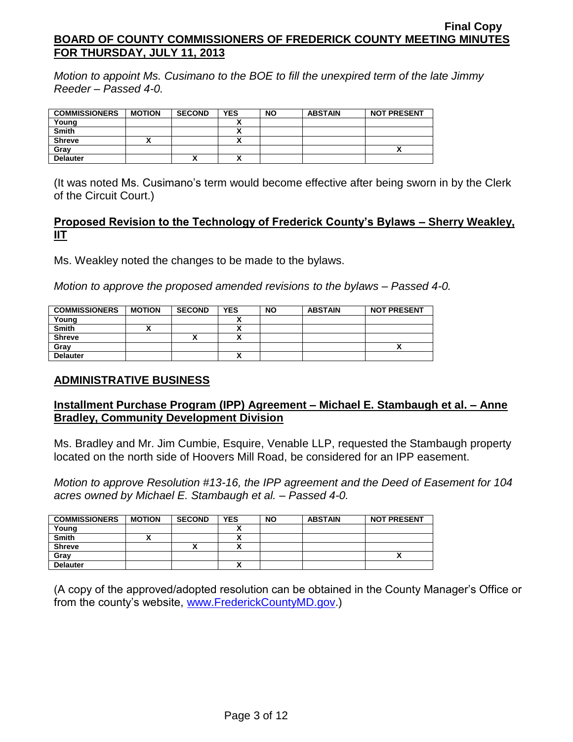*Motion to appoint Ms. Cusimano to the BOE to fill the unexpired term of the late Jimmy Reeder – Passed 4-0.*

| COMMISSIONERS | MOTION | SECOND | YES | NO | ABSTAIN | NOT PRESENT |
|---|---|---|---|---|---|---|
| Young | | | X | | | |
| Smith | | | X | | | |
| Shreve | X | | X | | | |
| Gray | | | | | | X |
| Delauter | | X | X | | | |

(It was noted Ms. Cusimano's term would become effective after being sworn in by the Clerk of the Circuit Court.)

**Proposed Revision to the Technology of Frederick County's Bylaws – Sherry Weakley, IIT**

Ms. Weakley noted the changes to be made to the bylaws.

*Motion to approve the proposed amended revisions to the bylaws – Passed 4-0.*

| COMMISSIONERS | MOTION | SECOND | YES | NO | ABSTAIN | NOT PRESENT |
|---|---|---|---|---|---|---|
| Young | | | X | | | |
| Smith | X | | X | | | |
| Shreve | | X | X | | | |
| Gray | | | | | | X |
| Delauter | | | X | | | |

## ADMINISTRATIVE BUSINESS

**Installment Purchase Program (IPP) Agreement – Michael E. Stambaugh et al. – Anne Bradley, Community Development Division**

Ms. Bradley and Mr. Jim Cumbie, Esquire, Venable LLP, requested the Stambaugh property located on the north side of Hoovers Mill Road, be considered for an IPP easement.

*Motion to approve Resolution #13-16, the IPP agreement and the Deed of Easement for 104 acres owned by Michael E. Stambaugh et al. – Passed 4-0.*

| COMMISSIONERS | MOTION | SECOND | YES | NO | ABSTAIN | NOT PRESENT |
|---|---|---|---|---|---|---|
| Young | | | X | | | |
| Smith | X | | X | | | |
| Shreve | | X | X | | | |
| Gray | | | | | | X |
| Delauter | | | X | | | |

(A copy of the approved/adopted resolution can be obtained in the County Manager's Office or from the county's website, www.FrederickCountyMD.gov.)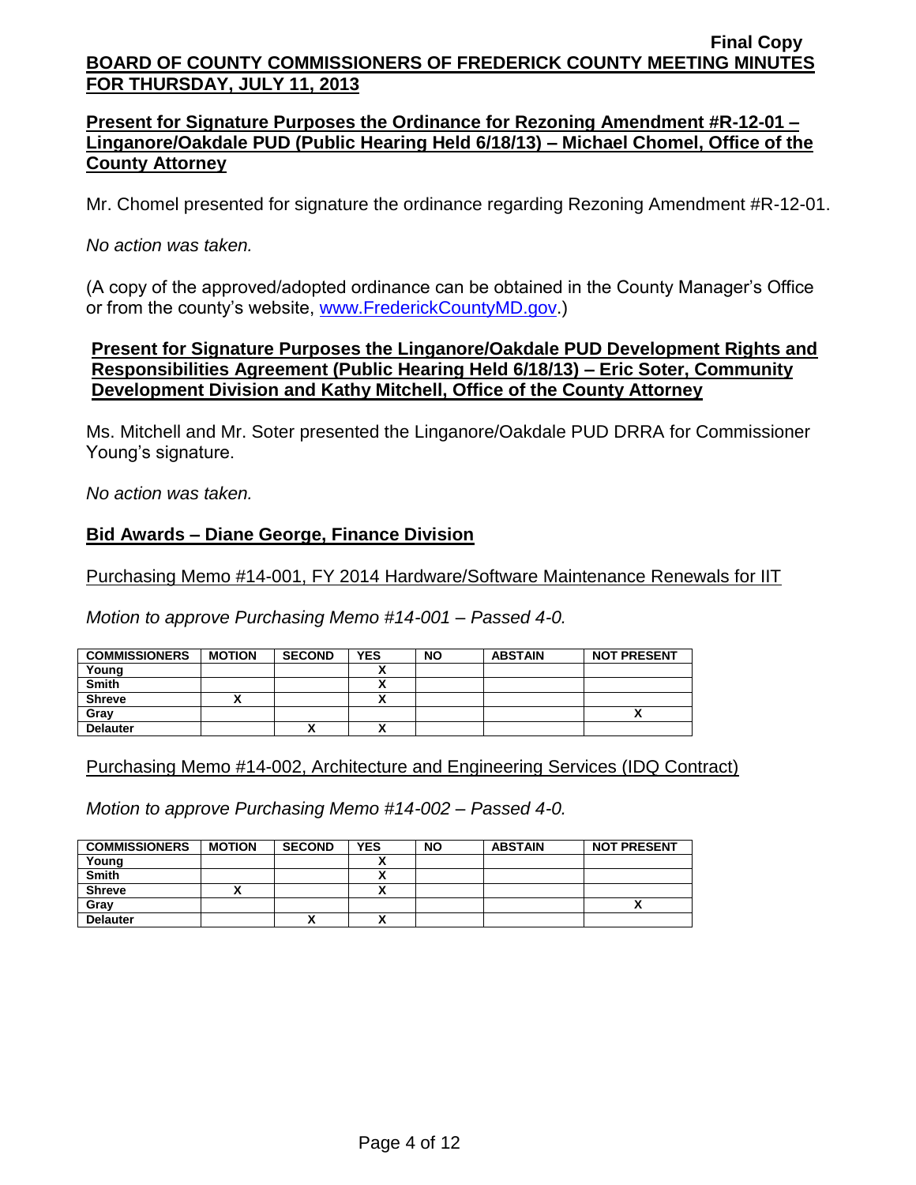**Present for Signature Purposes the Ordinance for Rezoning Amendment #R-12-01 – Linganore/Oakdale PUD (Public Hearing Held 6/18/13) – Michael Chomel, Office of the County Attorney**

Mr. Chomel presented for signature the ordinance regarding Rezoning Amendment #R-12-01.

*No action was taken.*

(A copy of the approved/adopted ordinance can be obtained in the County Manager's Office or from the county's website, www.FrederickCountyMD.gov.)

**Present for Signature Purposes the Linganore/Oakdale PUD Development Rights and Responsibilities Agreement (Public Hearing Held 6/18/13) – Eric Soter, Community Development Division and Kathy Mitchell, Office of the County Attorney**

Ms. Mitchell and Mr. Soter presented the Linganore/Oakdale PUD DRRA for Commissioner Young's signature.

*No action was taken.*

**Bid Awards – Diane George, Finance Division**

Purchasing Memo #14-001, FY 2014 Hardware/Software Maintenance Renewals for IIT

*Motion to approve Purchasing Memo #14-001 – Passed 4-0.*

| COMMISSIONERS | MOTION | SECOND | YES | NO | ABSTAIN | NOT PRESENT |
|---|---|---|---|---|---|---|
| Young | | | X | | | |
| Smith | | | X | | | |
| Shreve | X | | X | | | |
| Gray | | | | | | X |
| Delauter | | X | X | | | |

Purchasing Memo #14-002, Architecture and Engineering Services (IDQ Contract)

*Motion to approve Purchasing Memo #14-002 – Passed 4-0.*

| COMMISSIONERS | MOTION | SECOND | YES | NO | ABSTAIN | NOT PRESENT |
|---|---|---|---|---|---|---|
| Young | | | X | | | |
| Smith | | | X | | | |
| Shreve | X | | X | | | |
| Gray | | | | | | X |
| Delauter | | X | X | | | |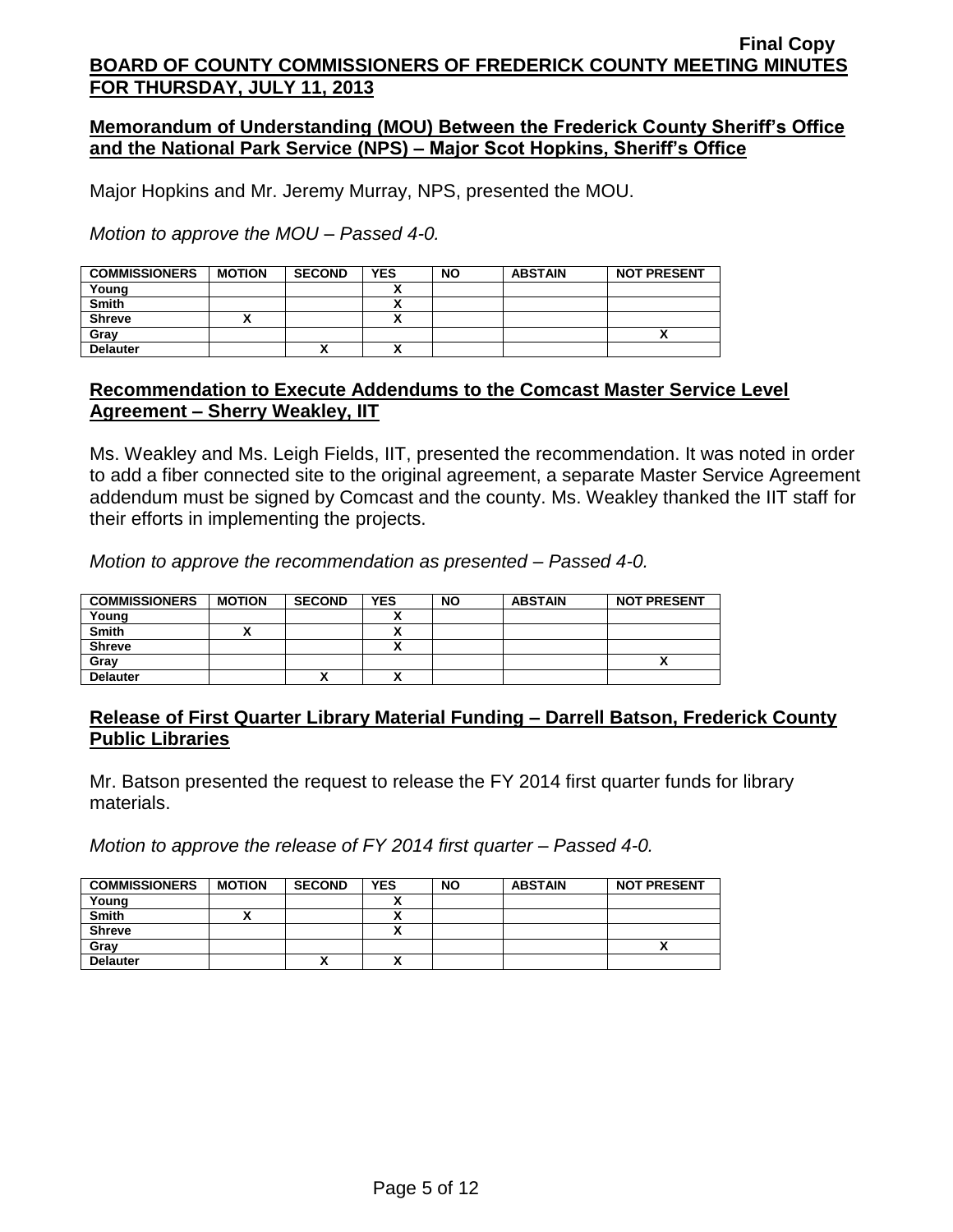**Final Copy**

**BOARD OF COUNTY COMMISSIONERS OF FREDERICK COUNTY MEETING MINUTES FOR THURSDAY, JULY 11, 2013**

## Memorandum of Understanding (MOU) Between the Frederick County Sheriff's Office and the National Park Service (NPS) – Major Scot Hopkins, Sheriff's Office

Major Hopkins and Mr. Jeremy Murray, NPS, presented the MOU.

*Motion to approve the MOU – Passed 4-0.*

| COMMISSIONERS | MOTION | SECOND | YES | NO | ABSTAIN | NOT PRESENT |
|---|---|---|---|---|---|---|
| Young | | | X | | | |
| Smith | | | X | | | |
| Shreve | X | | X | | | |
| Gray | | | | | | X |
| Delauter | | X | X | | | |

## Recommendation to Execute Addendums to the Comcast Master Service Level Agreement – Sherry Weakley, IIT

Ms. Weakley and Ms. Leigh Fields, IIT, presented the recommendation. It was noted in order to add a fiber connected site to the original agreement, a separate Master Service Agreement addendum must be signed by Comcast and the county. Ms. Weakley thanked the IIT staff for their efforts in implementing the projects.

*Motion to approve the recommendation as presented – Passed 4-0.*

| COMMISSIONERS | MOTION | SECOND | YES | NO | ABSTAIN | NOT PRESENT |
|---|---|---|---|---|---|---|
| Young | | | X | | | |
| Smith | X | | X | | | |
| Shreve | | | X | | | |
| Gray | | | | | | X |
| Delauter | | X | X | | | |

## Release of First Quarter Library Material Funding – Darrell Batson, Frederick County Public Libraries

Mr. Batson presented the request to release the FY 2014 first quarter funds for library materials.

*Motion to approve the release of FY 2014 first quarter – Passed 4-0.*

| COMMISSIONERS | MOTION | SECOND | YES | NO | ABSTAIN | NOT PRESENT |
|---|---|---|---|---|---|---|
| Young | | | X | | | |
| Smith | X | | X | | | |
| Shreve | | | X | | | |
| Gray | | | | | | X |
| Delauter | | X | X | | | |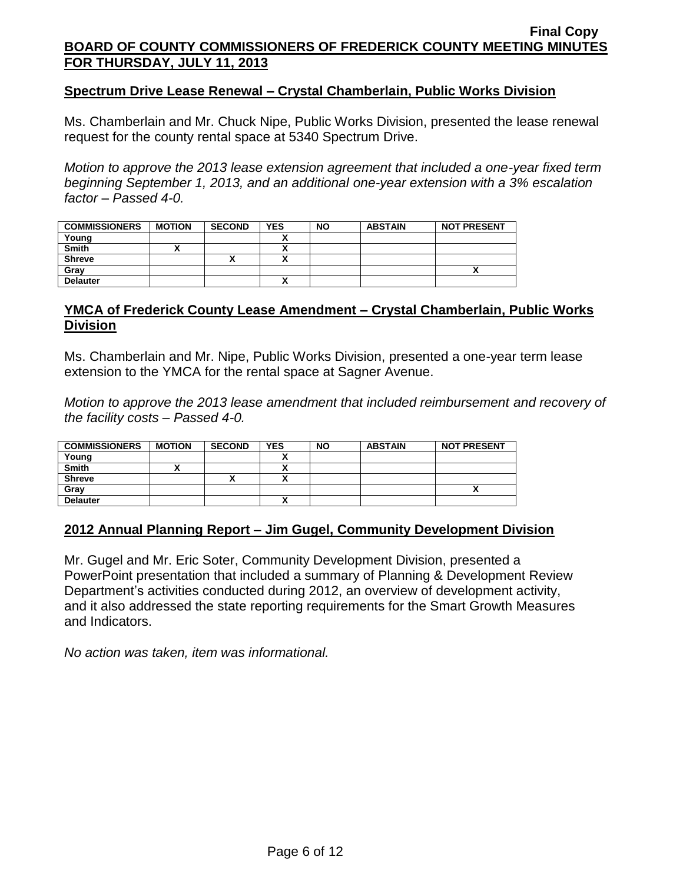## Spectrum Drive Lease Renewal – Crystal Chamberlain, Public Works Division

Ms. Chamberlain and Mr. Chuck Nipe, Public Works Division, presented the lease renewal request for the county rental space at 5340 Spectrum Drive.

*Motion to approve the 2013 lease extension agreement that included a one-year fixed term beginning September 1, 2013, and an additional one-year extension with a 3% escalation factor – Passed 4-0.*

| COMMISSIONERS | MOTION | SECOND | YES | NO | ABSTAIN | NOT PRESENT |
|---|---|---|---|---|---|---|
| Young | | | X | | | |
| Smith | X | | X | | | |
| Shreve | | X | X | | | |
| Gray | | | | | | X |
| Delauter | | | X | | | |

## YMCA of Frederick County Lease Amendment – Crystal Chamberlain, Public Works Division

Ms. Chamberlain and Mr. Nipe, Public Works Division, presented a one-year term lease extension to the YMCA for the rental space at Sagner Avenue.

*Motion to approve the 2013 lease amendment that included reimbursement and recovery of the facility costs – Passed 4-0.*

| COMMISSIONERS | MOTION | SECOND | YES | NO | ABSTAIN | NOT PRESENT |
|---|---|---|---|---|---|---|
| Young | | | X | | | |
| Smith | X | | X | | | |
| Shreve | | X | X | | | |
| Gray | | | | | | X |
| Delauter | | | X | | | |

## 2012 Annual Planning Report – Jim Gugel, Community Development Division

Mr. Gugel and Mr. Eric Soter, Community Development Division, presented a PowerPoint presentation that included a summary of Planning & Development Review Department's activities conducted during 2012, an overview of development activity, and it also addressed the state reporting requirements for the Smart Growth Measures and Indicators.

*No action was taken, item was informational.*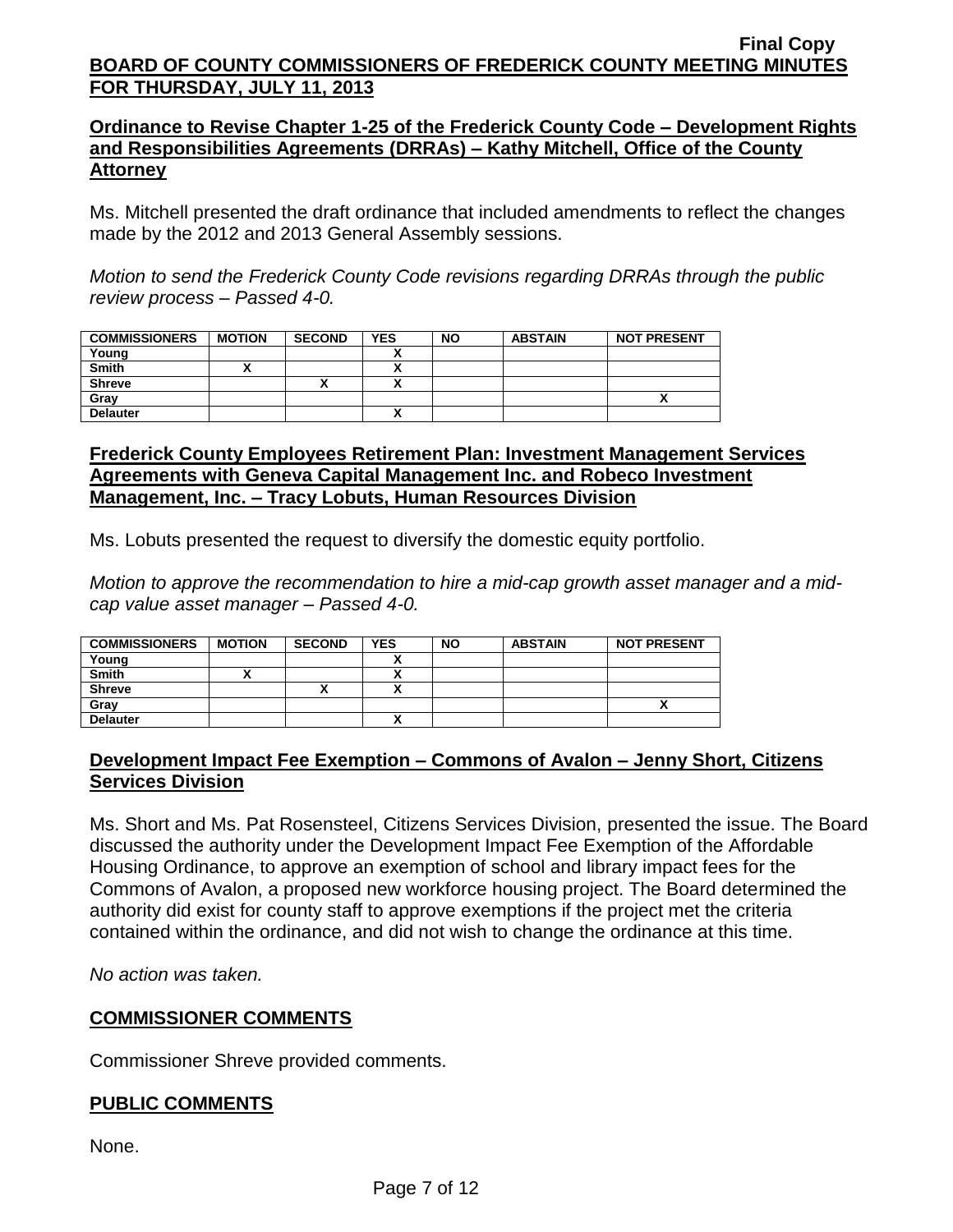## Ordinance to Revise Chapter 1-25 of the Frederick County Code – Development Rights and Responsibilities Agreements (DRRAs) – Kathy Mitchell, Office of the County Attorney

Ms. Mitchell presented the draft ordinance that included amendments to reflect the changes made by the 2012 and 2013 General Assembly sessions.

*Motion to send the Frederick County Code revisions regarding DRRAs through the public review process – Passed 4-0.*

| COMMISSIONERS | MOTION | SECOND | YES | NO | ABSTAIN | NOT PRESENT |
|---|---|---|---|---|---|---|
| Young | | | X | | | |
| Smith | X | | X | | | |
| Shreve | | X | X | | | |
| Gray | | | | | | X |
| Delauter | | | X | | | |

## Frederick County Employees Retirement Plan: Investment Management Services Agreements with Geneva Capital Management Inc. and Robeco Investment Management, Inc. – Tracy Lobuts, Human Resources Division

Ms. Lobuts presented the request to diversify the domestic equity portfolio.

*Motion to approve the recommendation to hire a mid-cap growth asset manager and a mid-cap value asset manager – Passed 4-0.*

| COMMISSIONERS | MOTION | SECOND | YES | NO | ABSTAIN | NOT PRESENT |
|---|---|---|---|---|---|---|
| Young | | | X | | | |
| Smith | X | | X | | | |
| Shreve | | X | X | | | |
| Gray | | | | | | X |
| Delauter | | | X | | | |

## Development Impact Fee Exemption – Commons of Avalon – Jenny Short, Citizens Services Division

Ms. Short and Ms. Pat Rosensteel, Citizens Services Division, presented the issue. The Board discussed the authority under the Development Impact Fee Exemption of the Affordable Housing Ordinance, to approve an exemption of school and library impact fees for the Commons of Avalon, a proposed new workforce housing project. The Board determined the authority did exist for county staff to approve exemptions if the project met the criteria contained within the ordinance, and did not wish to change the ordinance at this time.

*No action was taken.*

## COMMISSIONER COMMENTS

Commissioner Shreve provided comments.

## PUBLIC COMMENTS

None.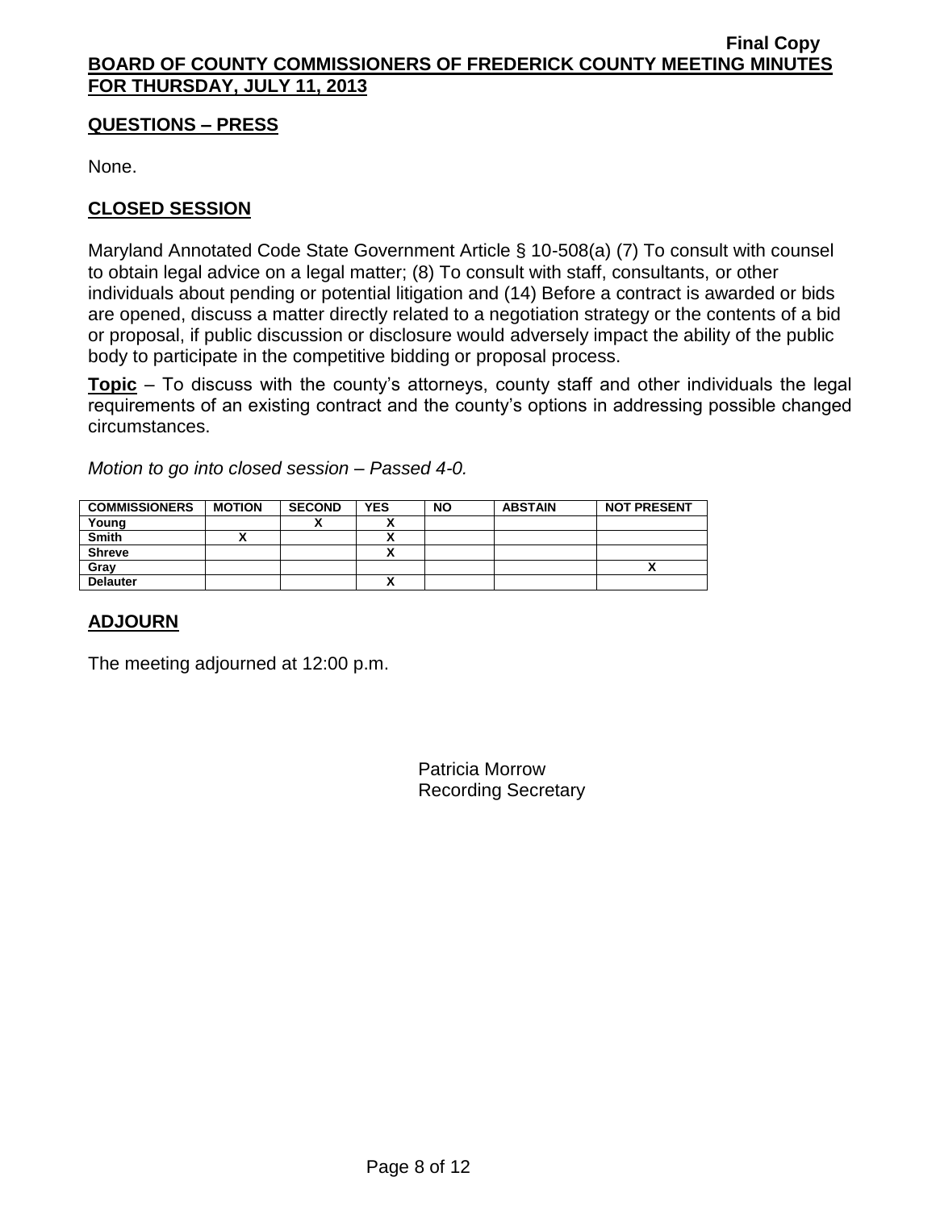## QUESTIONS – PRESS

None.

## CLOSED SESSION

Maryland Annotated Code State Government Article § 10-508(a) (7) To consult with counsel to obtain legal advice on a legal matter; (8) To consult with staff, consultants, or other individuals about pending or potential litigation and (14) Before a contract is awarded or bids are opened, discuss a matter directly related to a negotiation strategy or the contents of a bid or proposal, if public discussion or disclosure would adversely impact the ability of the public body to participate in the competitive bidding or proposal process.

**Topic** – To discuss with the county's attorneys, county staff and other individuals the legal requirements of an existing contract and the county's options in addressing possible changed circumstances.

*Motion to go into closed session – Passed 4-0.*

| COMMISSIONERS | MOTION | SECOND | YES | NO | ABSTAIN | NOT PRESENT |
|---|---|---|---|---|---|---|
| Young | | X | X | | | |
| Smith | X | | X | | | |
| Shreve | | | X | | | |
| Gray | | | | | | X |
| Delauter | | | X | | | |

## ADJOURN

The meeting adjourned at 12:00 p.m.

Patricia Morrow
Recording Secretary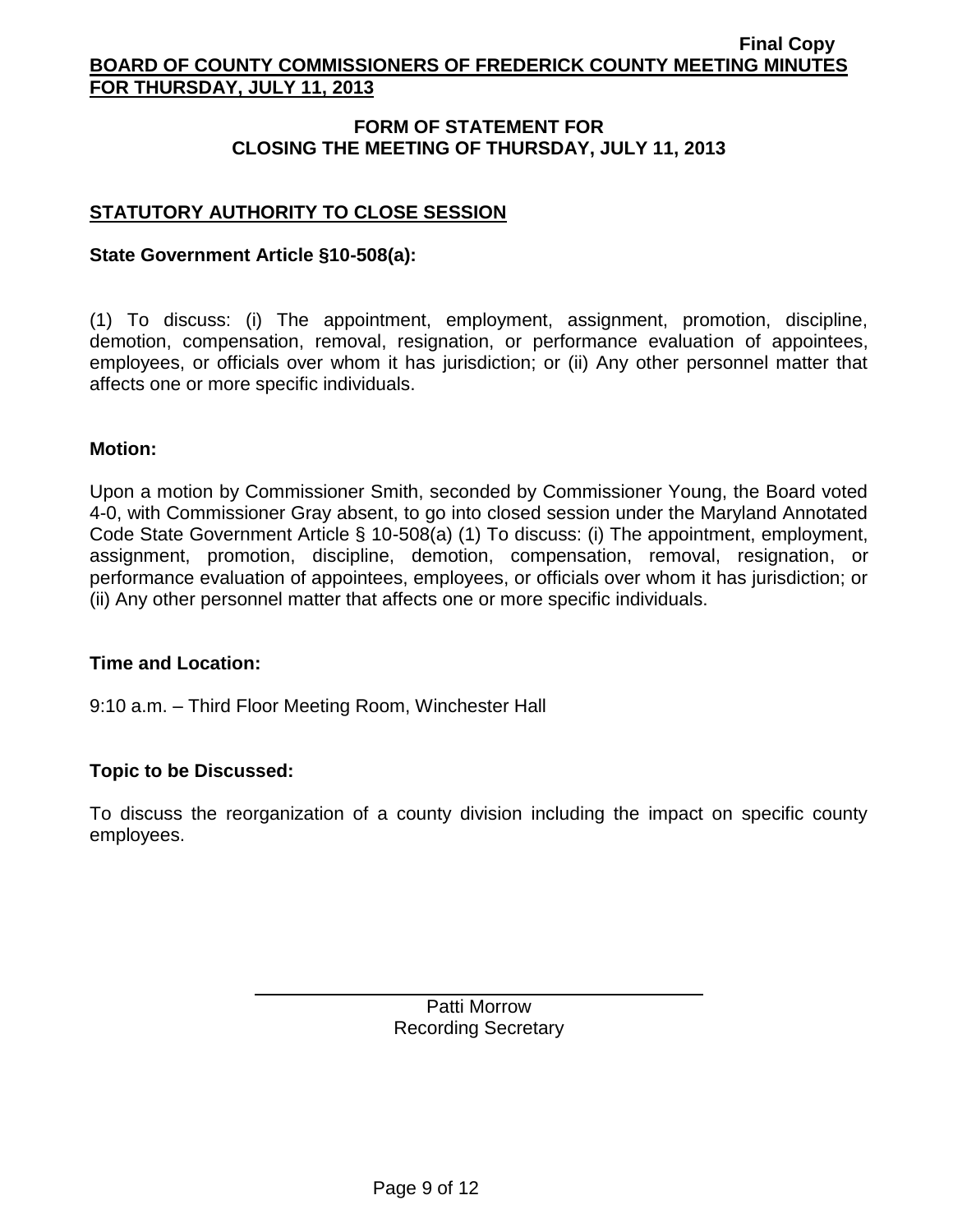## FORM OF STATEMENT FOR CLOSING THE MEETING OF THURSDAY, JULY 11, 2013

### STATUTORY AUTHORITY TO CLOSE SESSION

**State Government Article §10-508(a):**

(1) To discuss: (i) The appointment, employment, assignment, promotion, discipline, demotion, compensation, removal, resignation, or performance evaluation of appointees, employees, or officials over whom it has jurisdiction; or (ii) Any other personnel matter that affects one or more specific individuals.

**Motion:**

Upon a motion by Commissioner Smith, seconded by Commissioner Young, the Board voted 4-0, with Commissioner Gray absent, to go into closed session under the Maryland Annotated Code State Government Article § 10-508(a) (1) To discuss: (i) The appointment, employment, assignment, promotion, discipline, demotion, compensation, removal, resignation, or performance evaluation of appointees, employees, or officials over whom it has jurisdiction; or (ii) Any other personnel matter that affects one or more specific individuals.

**Time and Location:**

9:10 a.m. – Third Floor Meeting Room, Winchester Hall

**Topic to be Discussed:**

To discuss the reorganization of a county division including the impact on specific county employees.

Patti Morrow
Recording Secretary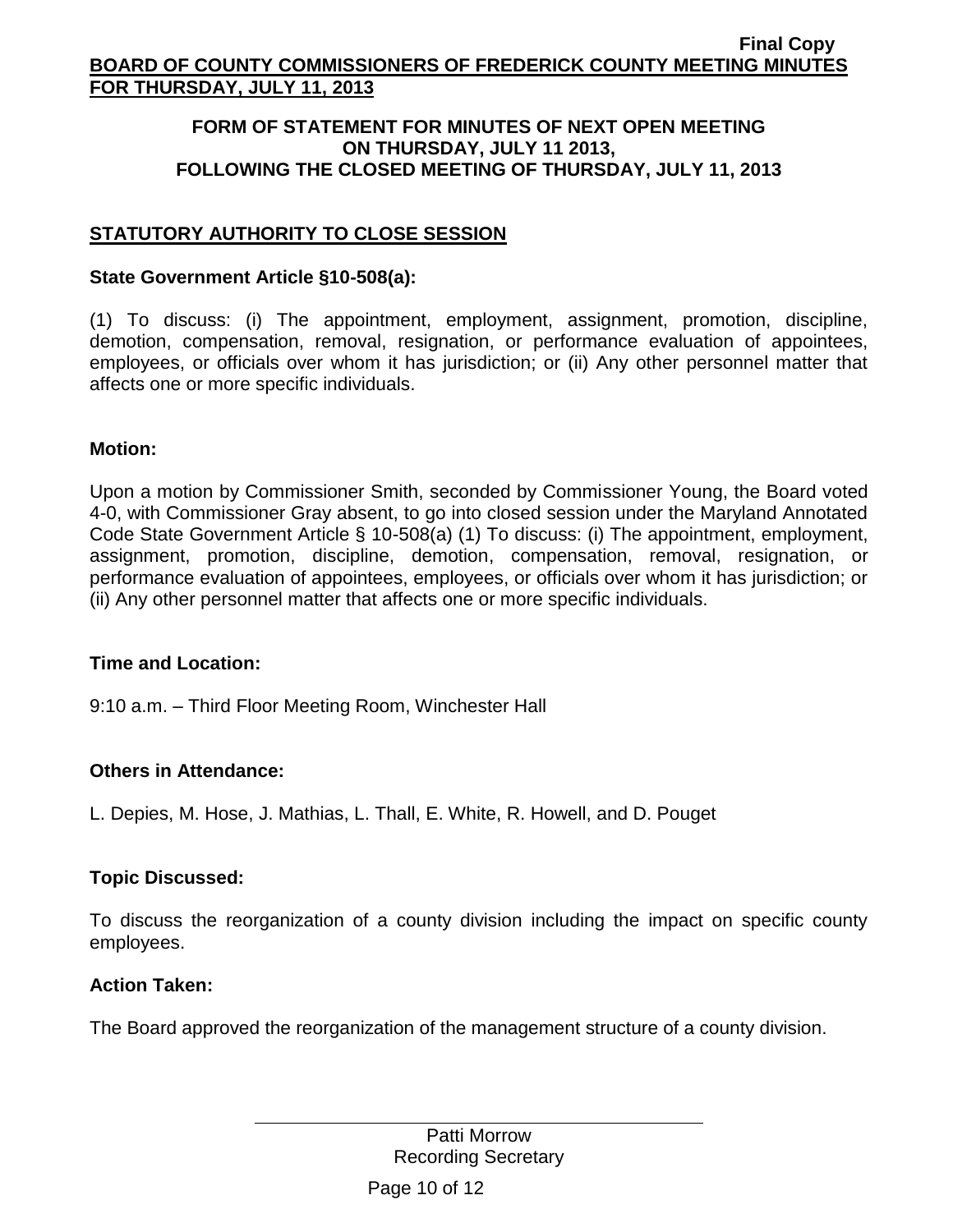**Final Copy**

**BOARD OF COUNTY COMMISSIONERS OF FREDERICK COUNTY MEETING MINUTES FOR THURSDAY, JULY 11, 2013**

**FORM OF STATEMENT FOR MINUTES OF NEXT OPEN MEETING ON THURSDAY, JULY 11 2013, FOLLOWING THE CLOSED MEETING OF THURSDAY, JULY 11, 2013**

**STATUTORY AUTHORITY TO CLOSE SESSION**

**State Government Article §10-508(a):**

(1) To discuss: (i) The appointment, employment, assignment, promotion, discipline, demotion, compensation, removal, resignation, or performance evaluation of appointees, employees, or officials over whom it has jurisdiction; or (ii) Any other personnel matter that affects one or more specific individuals.

**Motion:**

Upon a motion by Commissioner Smith, seconded by Commissioner Young, the Board voted 4-0, with Commissioner Gray absent, to go into closed session under the Maryland Annotated Code State Government Article § 10-508(a) (1) To discuss: (i) The appointment, employment, assignment, promotion, discipline, demotion, compensation, removal, resignation, or performance evaluation of appointees, employees, or officials over whom it has jurisdiction; or (ii) Any other personnel matter that affects one or more specific individuals.

**Time and Location:**

9:10 a.m. – Third Floor Meeting Room, Winchester Hall

**Others in Attendance:**

L. Depies, M. Hose, J. Mathias, L. Thall, E. White, R. Howell, and D. Pouget

**Topic Discussed:**

To discuss the reorganization of a county division including the impact on specific county employees.

**Action Taken:**

The Board approved the reorganization of the management structure of a county division.

Patti Morrow
Recording Secretary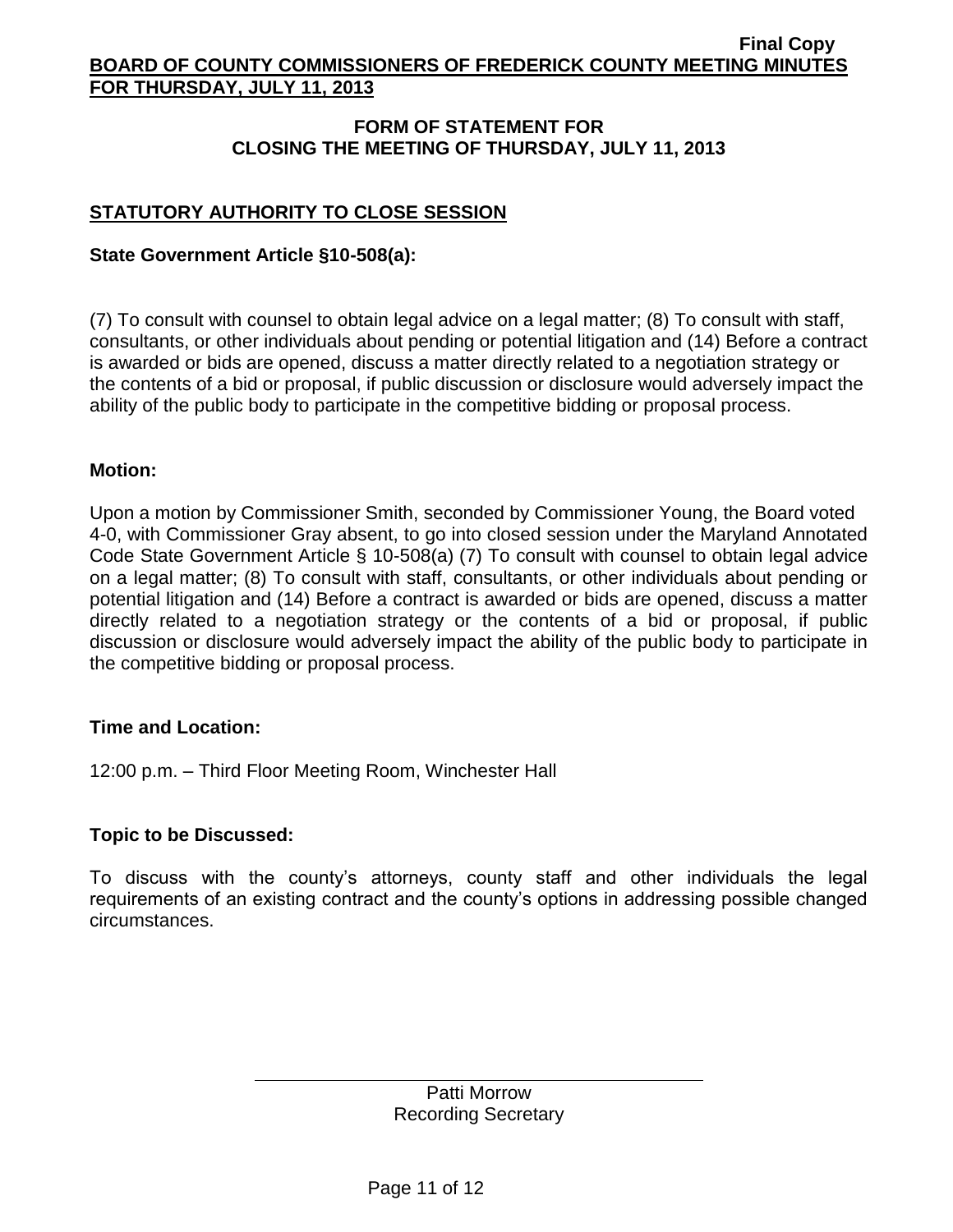## FORM OF STATEMENT FOR CLOSING THE MEETING OF THURSDAY, JULY 11, 2013

### STATUTORY AUTHORITY TO CLOSE SESSION

**State Government Article §10-508(a):**

(7) To consult with counsel to obtain legal advice on a legal matter; (8) To consult with staff, consultants, or other individuals about pending or potential litigation and (14) Before a contract is awarded or bids are opened, discuss a matter directly related to a negotiation strategy or the contents of a bid or proposal, if public discussion or disclosure would adversely impact the ability of the public body to participate in the competitive bidding or proposal process.

**Motion:**

Upon a motion by Commissioner Smith, seconded by Commissioner Young, the Board voted 4-0, with Commissioner Gray absent, to go into closed session under the Maryland Annotated Code State Government Article § 10-508(a) (7) To consult with counsel to obtain legal advice on a legal matter; (8) To consult with staff, consultants, or other individuals about pending or potential litigation and (14) Before a contract is awarded or bids are opened, discuss a matter directly related to a negotiation strategy or the contents of a bid or proposal, if public discussion or disclosure would adversely impact the ability of the public body to participate in the competitive bidding or proposal process.

**Time and Location:**

12:00 p.m. – Third Floor Meeting Room, Winchester Hall

**Topic to be Discussed:**

To discuss with the county's attorneys, county staff and other individuals the legal requirements of an existing contract and the county's options in addressing possible changed circumstances.

Patti Morrow
Recording Secretary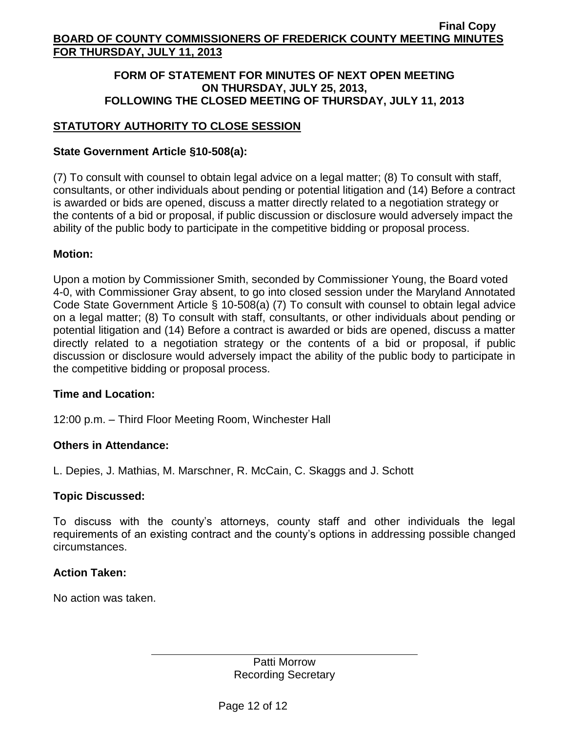## FORM OF STATEMENT FOR MINUTES OF NEXT OPEN MEETING ON THURSDAY, JULY 25, 2013, FOLLOWING THE CLOSED MEETING OF THURSDAY, JULY 11, 2013

### STATUTORY AUTHORITY TO CLOSE SESSION

**State Government Article §10-508(a):**

(7) To consult with counsel to obtain legal advice on a legal matter; (8) To consult with staff, consultants, or other individuals about pending or potential litigation and (14) Before a contract is awarded or bids are opened, discuss a matter directly related to a negotiation strategy or the contents of a bid or proposal, if public discussion or disclosure would adversely impact the ability of the public body to participate in the competitive bidding or proposal process.

**Motion:**

Upon a motion by Commissioner Smith, seconded by Commissioner Young, the Board voted 4-0, with Commissioner Gray absent, to go into closed session under the Maryland Annotated Code State Government Article § 10-508(a) (7) To consult with counsel to obtain legal advice on a legal matter; (8) To consult with staff, consultants, or other individuals about pending or potential litigation and (14) Before a contract is awarded or bids are opened, discuss a matter directly related to a negotiation strategy or the contents of a bid or proposal, if public discussion or disclosure would adversely impact the ability of the public body to participate in the competitive bidding or proposal process.

**Time and Location:**

12:00 p.m. – Third Floor Meeting Room, Winchester Hall

**Others in Attendance:**

L. Depies, J. Mathias, M. Marschner, R. McCain, C. Skaggs and J. Schott

**Topic Discussed:**

To discuss with the county's attorneys, county staff and other individuals the legal requirements of an existing contract and the county's options in addressing possible changed circumstances.

**Action Taken:**

No action was taken.

Patti Morrow
Recording Secretary